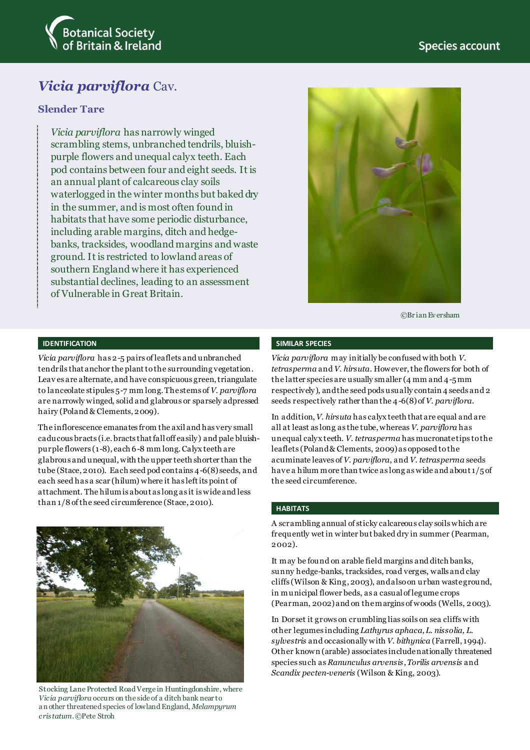Botanical Society of Britain & Ireland

Species account

# *Vicia parviflora* Cav.

## Slender Tare

*Vicia parviflora* has narrowly winged scrambling stems, unbranched tendrils, bluish-purple flowers and unequal calyx teeth. Each pod contains between four and eight seeds. It is an annual plant of calcareous clay soils waterlogged in the winter months but baked dry in the summer, and is most often found in habitats that have some periodic disturbance, including arable margins, ditch and hedge-banks, tracksides, woodland margins and waste ground. It is restricted to lowland areas of southern England where it has experienced substantial declines, leading to an assessment of Vulnerable in Great Britain.

©Brian Eversham

## IDENTIFICATION

*Vicia parviflora* has 2-5 pairs of leaflets and unbranched tendrils that anchor the plant to the surrounding vegetation. Leaves are alternate, and have conspicuous green, triangulate to lanceolate stipules 5-7 mm long. The stems of *V. parviflora* are narrowly winged, solid and glabrous or sparsely adpressed hairy (Poland & Clements, 2009).

The inflorescence emanates from the axil and has very small caducous bracts (i.e. bracts that fall off easily) and pale bluish-purple flowers (1-8), each 6-8 mm long. Calyx teeth are glabrous and unequal, with the upper teeth shorter than the tube (Stace, 2010). Each seed pod contains 4-6(8) seeds, and each seed has a scar (hilum) where it has left its point of attachment. The hilum is about as long as it is wide and less than 1/8 of the seed circumference (Stace, 2010).

Stocking Lane Protected Road Verge in Huntingdonshire, where *Vicia parviflora* occurs on the side of a ditch bank near to another threatened species of lowland England, *Melampyrum cristatum*. ©Pete Stroh

## SIMILAR SPECIES

*Vicia parviflora* may initially be confused with both *V. tetrasperma* and *V. hirsuta*. However, the flowers for both of the latter species are usually smaller (4 mm and 4-5 mm respectively), and the seed pods usually contain 4 seeds and 2 seeds respectively rather than the 4-6(8) of *V. parviflora*.

In addition, *V. hirsuta* has calyx teeth that are equal and are all at least as long as the tube, whereas *V. parviflora* has unequal calyx teeth. *V. tetrasperma* has mucronate tips to the leaflets (Poland & Clements, 2009) as opposed to the acuminate leaves of *V. parviflora*, and *V. tetrasperma* seeds have a hilum more than twice as long as wide and about 1/5 of the seed circumference.

## HABITATS

A scrambling annual of sticky calcareous clay soils which are frequently wet in winter but baked dry in summer (Pearman, 2002).

It may be found on arable field margins and ditch banks, sunny hedge-banks, tracksides, road verges, walls and clay cliffs (Wilson & King, 2003), and also on urban wasteground, in municipal flower beds, as a casual of legume crops (Pearman, 2002) and on the margins of woods (Wells, 2003).

In Dorset it grows on crumbling lias soils on sea cliffs with other legumes including *Lathyrus aphaca, L. nissolia, L. sylvestris* and occasionally with *V. bithynica* (Farrell, 1994). Other known (arable) associates include nationally threatened species such as *Ranunculus arvensis*, *Torilis arvensis* and *Scandix pecten-veneris* (Wilson & King, 2003).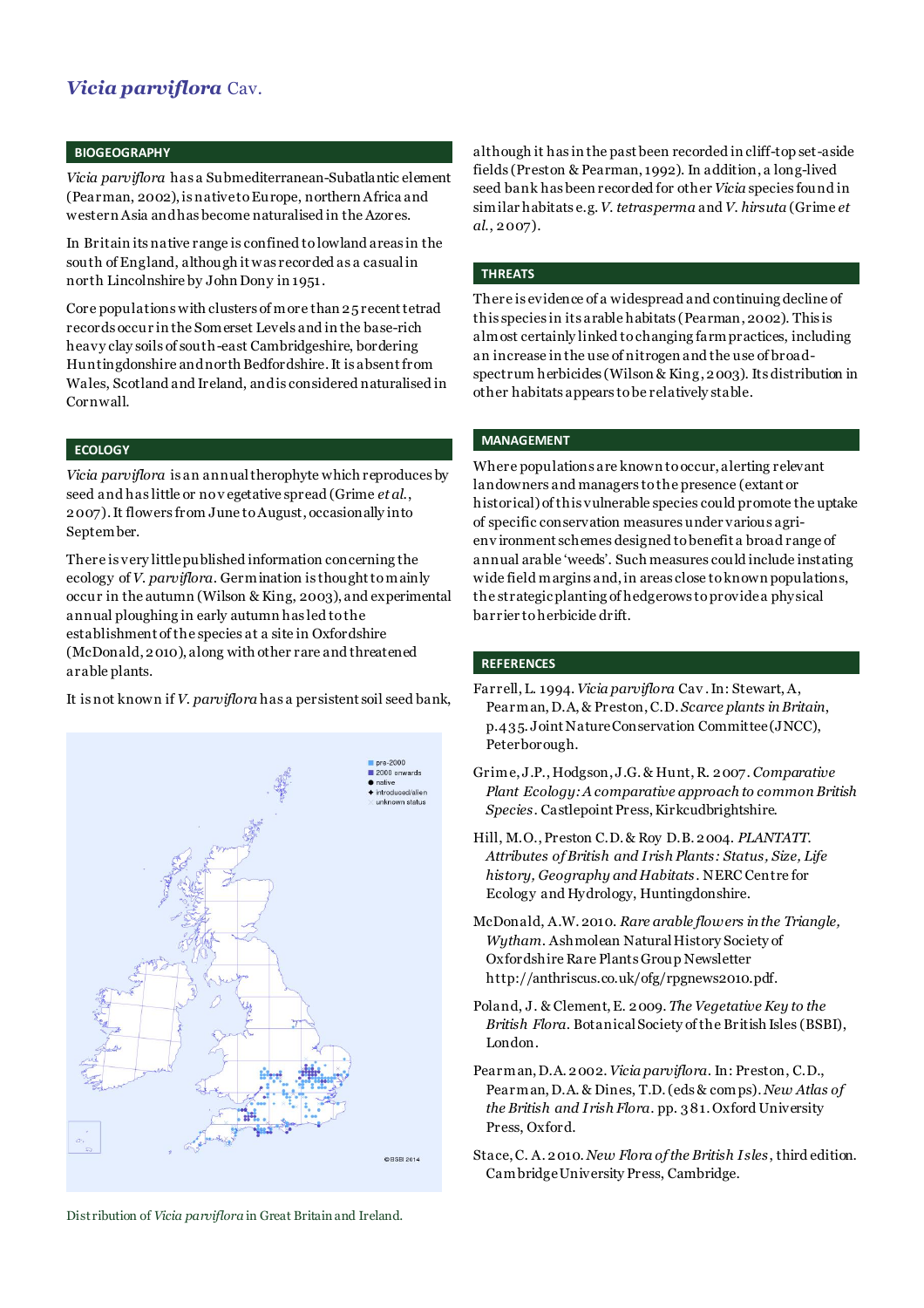## *Vicia parviflora* Cav.

### BIOGEOGRAPHY

*Vicia parviflora* has a Submediterranean-Subatlantic element (Pearman, 2002), is native to Europe, northern Africa and western Asia and has become naturalised in the Azores.

In Britain its native range is confined to lowland areas in the south of England, although it was recorded as a casual in north Lincolnshire by John Dony in 1951.

Core populations with clusters of more than 25 recent tetrad records occur in the Somerset Levels and in the base-rich heavy clay soils of south-east Cambridgeshire, bordering Huntingdonshire and north Bedfordshire. It is absent from Wales, Scotland and Ireland, and is considered naturalised in Cornwall.

### ECOLOGY

*Vicia parviflora* is an annual therophyte which reproduces by seed and has little or no vegetative spread (Grime *et al.*, 2007). It flowers from June to August, occasionally into September.

There is very little published information concerning the ecology of *V. parviflora*. Germination is thought to mainly occur in the autumn (Wilson & King, 2003), and experimental annual ploughing in early autumn has led to the establishment of the species at a site in Oxfordshire (McDonald, 2010), along with other rare and threatened arable plants.

It is not known if *V. parviflora* has a persistent soil seed bank, although it has in the past been recorded in cliff-top set-aside fields (Preston & Pearman, 1992). In addition, a long-lived seed bank has been recorded for other *Vicia* species found in similar habitats e.g. *V. tetrasperma* and *V. hirsuta* (Grime *et al.*, 2007).

Distribution of *Vicia parviflora* in Great Britain and Ireland.

### THREATS

There is evidence of a widespread and continuing decline of this species in its arable habitats (Pearman, 2002). This is almost certainly linked to changing farm practices, including an increase in the use of nitrogen and the use of broad-spectrum herbicides (Wilson & King, 2003). Its distribution in other habitats appears to be relatively stable.

### MANAGEMENT

Where populations are known to occur, alerting relevant landowners and managers to the presence (extant or historical) of this vulnerable species could promote the uptake of specific conservation measures under various agri-environment schemes designed to benefit a broad range of annual arable 'weeds'. Such measures could include instating wide field margins and, in areas close to known populations, the strategic planting of hedgerows to provide a physical barrier to herbicide drift.

### REFERENCES

Farrell, L. 1994. *Vicia parviflora* Cav. In: Stewart, A, Pearman, D.A, & Preston, C.D. *Scarce plants in Britain*, p.435. Joint Nature Conservation Committee (JNCC), Peterborough.

Grime, J.P., Hodgson, J.G. & Hunt, R. 2007. *Comparative Plant Ecology: A comparative approach to common British Species*. Castlepoint Press, Kirkcudbrightshire.

Hill, M.O., Preston C.D. & Roy D.B. 2004. *PLANTATT. Attributes of British and Irish Plants: Status, Size, Life history, Geography and Habitats*. NERC Centre for Ecology and Hydrology, Huntingdonshire.

McDonald, A.W. 2010. *Rare arable flowers in the Triangle, Wytham*. Ashmolean Natural History Society of Oxfordshire Rare Plants Group Newsletter http://anthriscus.co.uk/ofg/rpgnews2010.pdf.

Poland, J. & Clement, E. 2009. *The Vegetative Key to the British Flora*. Botanical Society of the British Isles (BSBI), London.

Pearman, D.A. 2002. *Vicia parviflora*. In: Preston, C.D., Pearman, D.A. & Dines, T.D. (eds & comps). *New Atlas of the British and Irish Flora*. pp. 381. Oxford University Press, Oxford.

Stace, C. A. 2010. *New Flora of the British Isles*, third edition. Cambridge University Press, Cambridge.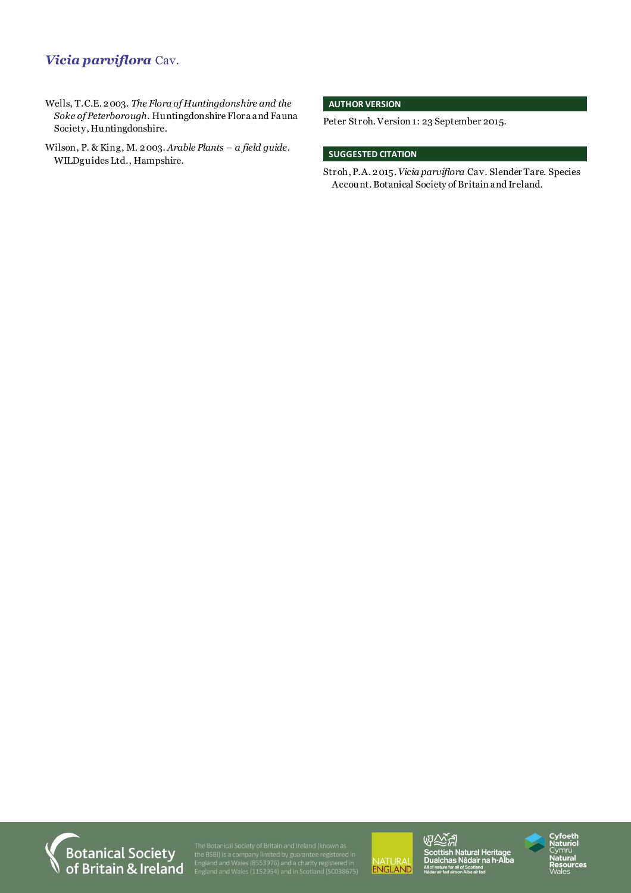Wells, T.C.E. 2003. *The Flora of Huntingdonshire and the Soke of Peterborough*. Huntingdonshire Flora and Fauna Society, Huntingdonshire.

Wilson, P. & King, M. 2003. *Arable Plants – a field guide*. WILDguides Ltd., Hampshire.

## AUTHOR VERSION

Peter Stroh. Version 1: 23 September 2015.

## SUGGESTED CITATION

Stroh, P.A. 2015. *Vicia parviflora* Cav. Slender Tare. Species Account. Botanical Society of Britain and Ireland.

The Botanical Society of Britain and Ireland (known as the BSBI) is a company limited by guarantee registered in England and Wales (8553976) and a charity registered in England and Wales (1152954) and in Scotland (SC038675)